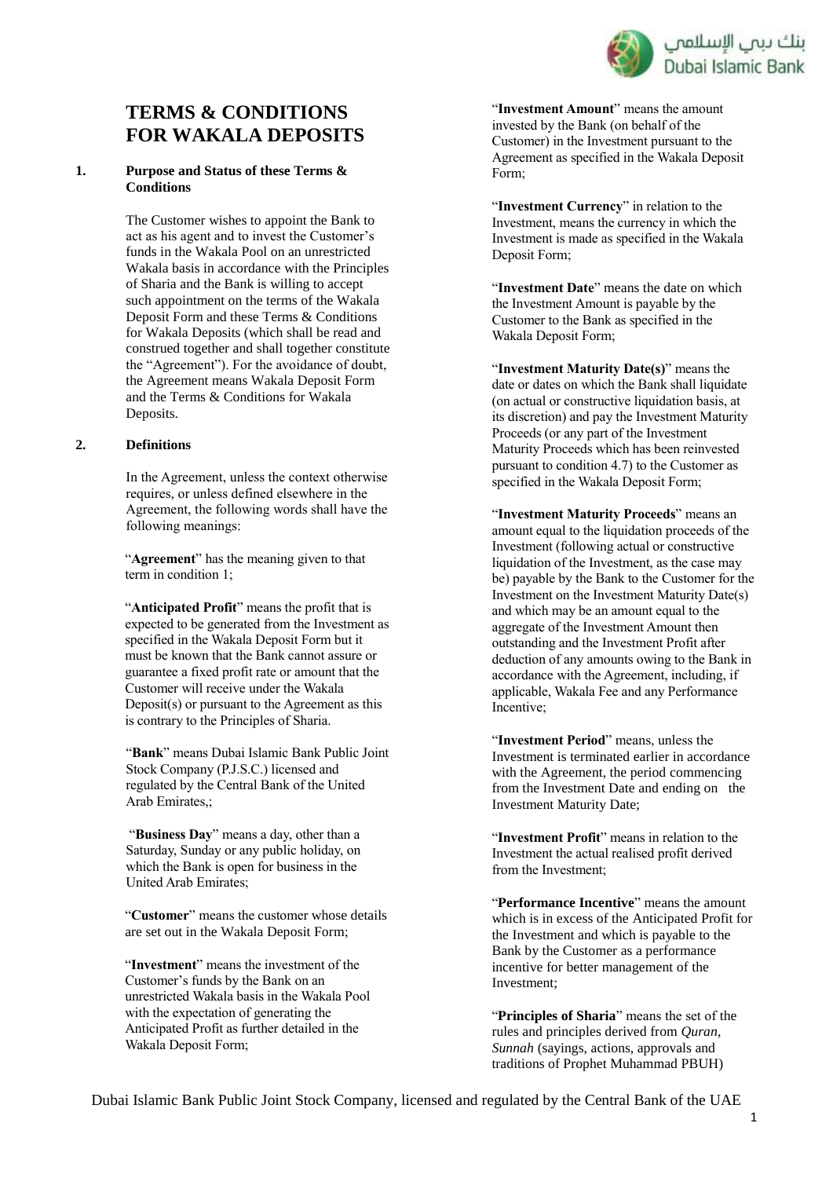# TERMS & CONDITIONS FOR WAKALA DEPOSITS

**1. Purpose and Status of these Terms & Conditions**

The Customer wishes to appoint the Bank to act as his agent and to invest the Customer's funds in the Wakala Pool on an unrestricted Wakala basis in accordance with the Principles of Sharia and the Bank is willing to accept such appointment on the terms of the Wakala Deposit Form and these Terms & Conditions for Wakala Deposits (which shall be read and construed together and shall together constitute the "Agreement"). For the avoidance of doubt, the Agreement means Wakala Deposit Form and the Terms & Conditions for Wakala Deposits.

**2. Definitions**

In the Agreement, unless the context otherwise requires, or unless defined elsewhere in the Agreement, the following words shall have the following meanings:

"**Agreement**" has the meaning given to that term in condition 1;

"**Anticipated Profit**" means the profit that is expected to be generated from the Investment as specified in the Wakala Deposit Form but it must be known that the Bank cannot assure or guarantee a fixed profit rate or amount that the Customer will receive under the Wakala Deposit(s) or pursuant to the Agreement as this is contrary to the Principles of Sharia.

"**Bank**" means Dubai Islamic Bank Public Joint Stock Company (P.J.S.C.) licensed and regulated by the Central Bank of the United Arab Emirates,;

"**Business Day**" means a day, other than a Saturday, Sunday or any public holiday, on which the Bank is open for business in the United Arab Emirates;

"**Customer**" means the customer whose details are set out in the Wakala Deposit Form;

"**Investment**" means the investment of the Customer's funds by the Bank on an unrestricted Wakala basis in the Wakala Pool with the expectation of generating the Anticipated Profit as further detailed in the Wakala Deposit Form;

"**Investment Amount**" means the amount invested by the Bank (on behalf of the Customer) in the Investment pursuant to the Agreement as specified in the Wakala Deposit Form;

"**Investment Currency**" in relation to the Investment, means the currency in which the Investment is made as specified in the Wakala Deposit Form;

"**Investment Date**" means the date on which the Investment Amount is payable by the Customer to the Bank as specified in the Wakala Deposit Form;

"**Investment Maturity Date(s)**" means the date or dates on which the Bank shall liquidate (on actual or constructive liquidation basis, at its discretion) and pay the Investment Maturity Proceeds (or any part of the Investment Maturity Proceeds which has been reinvested pursuant to condition 4.7) to the Customer as specified in the Wakala Deposit Form;

"**Investment Maturity Proceeds**" means an amount equal to the liquidation proceeds of the Investment (following actual or constructive liquidation of the Investment, as the case may be) payable by the Bank to the Customer for the Investment on the Investment Maturity Date(s) and which may be an amount equal to the aggregate of the Investment Amount then outstanding and the Investment Profit after deduction of any amounts owing to the Bank in accordance with the Agreement, including, if applicable, Wakala Fee and any Performance Incentive;

"**Investment Period**" means, unless the Investment is terminated earlier in accordance with the Agreement, the period commencing from the Investment Date and ending on the Investment Maturity Date;

"**Investment Profit**" means in relation to the Investment the actual realised profit derived from the Investment;

"**Performance Incentive**" means the amount which is in excess of the Anticipated Profit for the Investment and which is payable to the Bank by the Customer as a performance incentive for better management of the Investment;

"**Principles of Sharia**" means the set of the rules and principles derived from *Quran*, *Sunnah* (sayings, actions, approvals and traditions of Prophet Muhammad PBUH)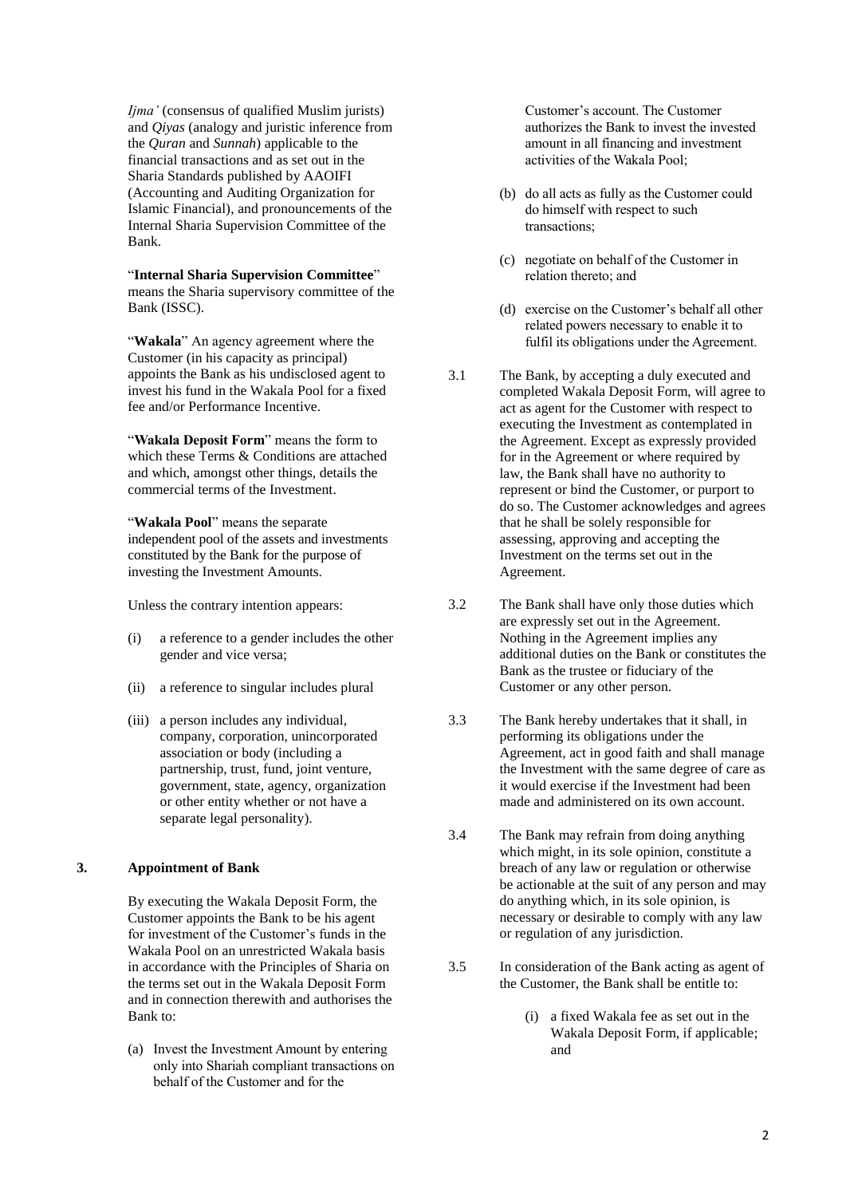*Ijma'* (consensus of qualified Muslim jurists) and *Qiyas* (analogy and juristic inference from the *Quran* and *Sunnah*) applicable to the financial transactions and as set out in the Sharia Standards published by AAOIFI (Accounting and Auditing Organization for Islamic Financial), and pronouncements of the Internal Sharia Supervision Committee of the Bank.

"**Internal Sharia Supervision Committee**" means the Sharia supervisory committee of the Bank (ISSC).

"**Wakala**" An agency agreement where the Customer (in his capacity as principal) appoints the Bank as his undisclosed agent to invest his fund in the Wakala Pool for a fixed fee and/or Performance Incentive.

"**Wakala Deposit Form**" means the form to which these Terms & Conditions are attached and which, amongst other things, details the commercial terms of the Investment.

"**Wakala Pool**" means the separate independent pool of the assets and investments constituted by the Bank for the purpose of investing the Investment Amounts.

Unless the contrary intention appears:

(i) a reference to a gender includes the other gender and vice versa;

(ii) a reference to singular includes plural

(iii) a person includes any individual, company, corporation, unincorporated association or body (including a partnership, trust, fund, joint venture, government, state, agency, organization or other entity whether or not have a separate legal personality).

## 3. Appointment of Bank

By executing the Wakala Deposit Form, the Customer appoints the Bank to be his agent for investment of the Customer's funds in the Wakala Pool on an unrestricted Wakala basis in accordance with the Principles of Sharia on the terms set out in the Wakala Deposit Form and in connection therewith and authorises the Bank to:

(a) Invest the Investment Amount by entering only into Shariah compliant transactions on behalf of the Customer and for the Customer's account. The Customer authorizes the Bank to invest the invested amount in all financing and investment activities of the Wakala Pool;

(b) do all acts as fully as the Customer could do himself with respect to such transactions;

(c) negotiate on behalf of the Customer in relation thereto; and

(d) exercise on the Customer's behalf all other related powers necessary to enable it to fulfil its obligations under the Agreement.

3.1 The Bank, by accepting a duly executed and completed Wakala Deposit Form, will agree to act as agent for the Customer with respect to executing the Investment as contemplated in the Agreement. Except as expressly provided for in the Agreement or where required by law, the Bank shall have no authority to represent or bind the Customer, or purport to do so. The Customer acknowledges and agrees that he shall be solely responsible for assessing, approving and accepting the Investment on the terms set out in the Agreement.

3.2 The Bank shall have only those duties which are expressly set out in the Agreement. Nothing in the Agreement implies any additional duties on the Bank or constitutes the Bank as the trustee or fiduciary of the Customer or any other person.

3.3 The Bank hereby undertakes that it shall, in performing its obligations under the Agreement, act in good faith and shall manage the Investment with the same degree of care as it would exercise if the Investment had been made and administered on its own account.

3.4 The Bank may refrain from doing anything which might, in its sole opinion, constitute a breach of any law or regulation or otherwise be actionable at the suit of any person and may do anything which, in its sole opinion, is necessary or desirable to comply with any law or regulation of any jurisdiction.

3.5 In consideration of the Bank acting as agent of the Customer, the Bank shall be entitle to:

(i) a fixed Wakala fee as set out in the Wakala Deposit Form, if applicable; and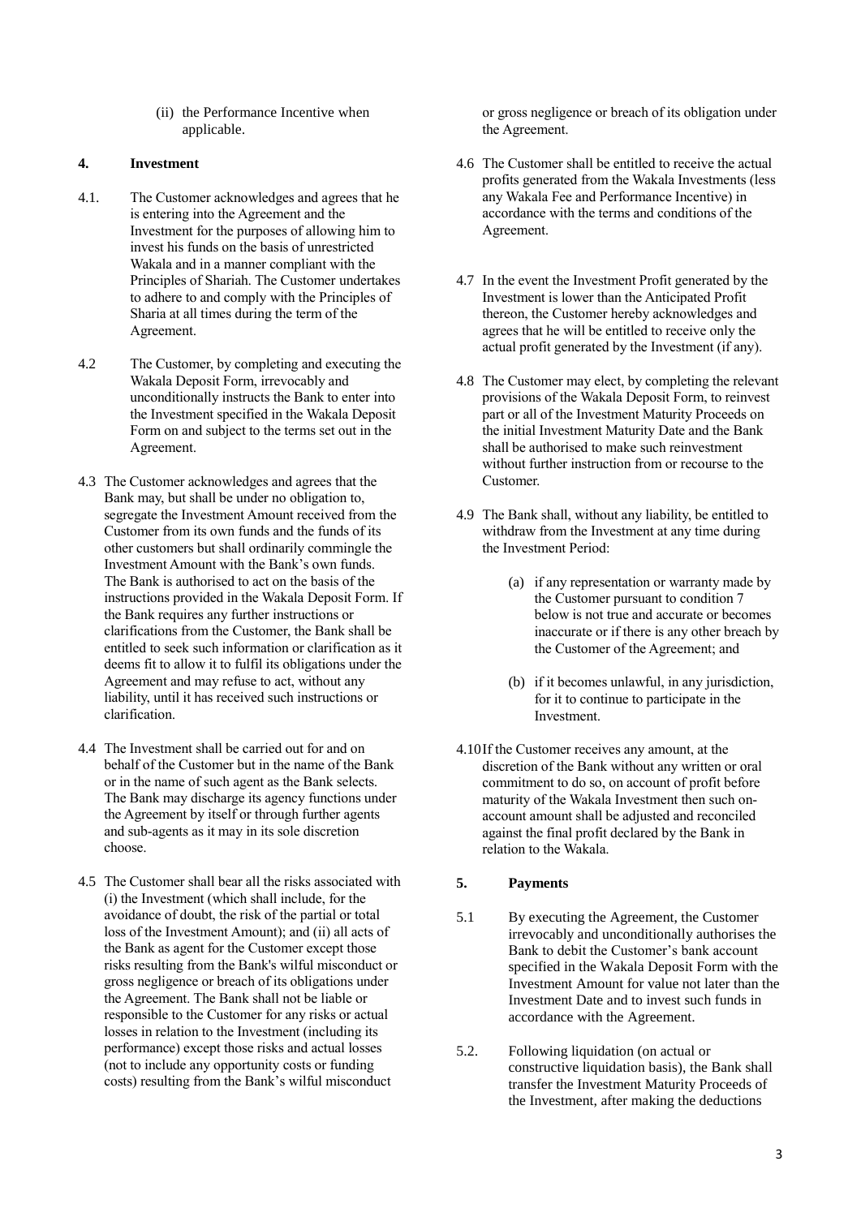(ii) the Performance Incentive when applicable.

## 4. Investment

4.1. The Customer acknowledges and agrees that he is entering into the Agreement and the Investment for the purposes of allowing him to invest his funds on the basis of unrestricted Wakala and in a manner compliant with the Principles of Shariah. The Customer undertakes to adhere to and comply with the Principles of Sharia at all times during the term of the Agreement.

4.2 The Customer, by completing and executing the Wakala Deposit Form, irrevocably and unconditionally instructs the Bank to enter into the Investment specified in the Wakala Deposit Form on and subject to the terms set out in the Agreement.

4.3 The Customer acknowledges and agrees that the Bank may, but shall be under no obligation to, segregate the Investment Amount received from the Customer from its own funds and the funds of its other customers but shall ordinarily commingle the Investment Amount with the Bank's own funds. The Bank is authorised to act on the basis of the instructions provided in the Wakala Deposit Form. If the Bank requires any further instructions or clarifications from the Customer, the Bank shall be entitled to seek such information or clarification as it deems fit to allow it to fulfil its obligations under the Agreement and may refuse to act, without any liability, until it has received such instructions or clarification.

4.4 The Investment shall be carried out for and on behalf of the Customer but in the name of the Bank or in the name of such agent as the Bank selects. The Bank may discharge its agency functions under the Agreement by itself or through further agents and sub-agents as it may in its sole discretion choose.

4.5 The Customer shall bear all the risks associated with (i) the Investment (which shall include, for the avoidance of doubt, the risk of the partial or total loss of the Investment Amount); and (ii) all acts of the Bank as agent for the Customer except those risks resulting from the Bank's wilful misconduct or gross negligence or breach of its obligations under the Agreement. The Bank shall not be liable or responsible to the Customer for any risks or actual losses in relation to the Investment (including its performance) except those risks and actual losses (not to include any opportunity costs or funding costs) resulting from the Bank's wilful misconduct or gross negligence or breach of its obligation under the Agreement.

4.6 The Customer shall be entitled to receive the actual profits generated from the Wakala Investments (less any Wakala Fee and Performance Incentive) in accordance with the terms and conditions of the Agreement.

4.7 In the event the Investment Profit generated by the Investment is lower than the Anticipated Profit thereon, the Customer hereby acknowledges and agrees that he will be entitled to receive only the actual profit generated by the Investment (if any).

4.8 The Customer may elect, by completing the relevant provisions of the Wakala Deposit Form, to reinvest part or all of the Investment Maturity Proceeds on the initial Investment Maturity Date and the Bank shall be authorised to make such reinvestment without further instruction from or recourse to the Customer.

4.9 The Bank shall, without any liability, be entitled to withdraw from the Investment at any time during the Investment Period:

(a) if any representation or warranty made by the Customer pursuant to condition 7 below is not true and accurate or becomes inaccurate or if there is any other breach by the Customer of the Agreement; and

(b) if it becomes unlawful, in any jurisdiction, for it to continue to participate in the Investment.

4.10 If the Customer receives any amount, at the discretion of the Bank without any written or oral commitment to do so, on account of profit before maturity of the Wakala Investment then such on-account amount shall be adjusted and reconciled against the final profit declared by the Bank in relation to the Wakala.

## 5. Payments

5.1 By executing the Agreement, the Customer irrevocably and unconditionally authorises the Bank to debit the Customer's bank account specified in the Wakala Deposit Form with the Investment Amount for value not later than the Investment Date and to invest such funds in accordance with the Agreement.

5.2. Following liquidation (on actual or constructive liquidation basis), the Bank shall transfer the Investment Maturity Proceeds of the Investment, after making the deductions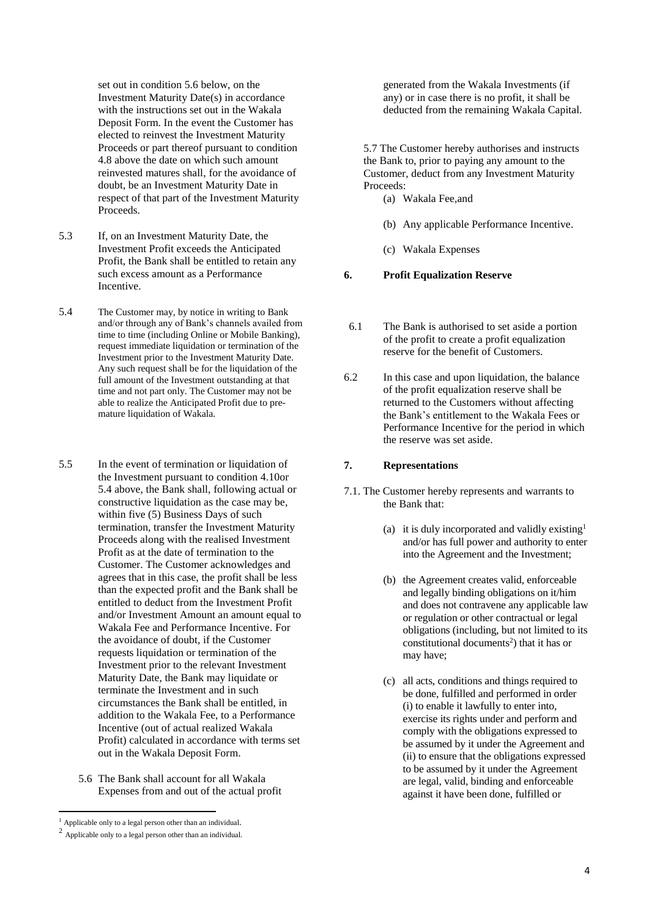set out in condition 5.6 below, on the Investment Maturity Date(s) in accordance with the instructions set out in the Wakala Deposit Form. In the event the Customer has elected to reinvest the Investment Maturity Proceeds or part thereof pursuant to condition 4.8 above the date on which such amount reinvested matures shall, for the avoidance of doubt, be an Investment Maturity Date in respect of that part of the Investment Maturity Proceeds.

5.3 If, on an Investment Maturity Date, the Investment Profit exceeds the Anticipated Profit, the Bank shall be entitled to retain any such excess amount as a Performance Incentive.

5.4 The Customer may, by notice in writing to Bank and/or through any of Bank's channels availed from time to time (including Online or Mobile Banking), request immediate liquidation or termination of the Investment prior to the Investment Maturity Date. Any such request shall be for the liquidation of the full amount of the Investment outstanding at that time and not part only. The Customer may not be able to realize the Anticipated Profit due to pre-mature liquidation of Wakala.

5.5 In the event of termination or liquidation of the Investment pursuant to condition 4.10or 5.4 above, the Bank shall, following actual or constructive liquidation as the case may be, within five (5) Business Days of such termination, transfer the Investment Maturity Proceeds along with the realised Investment Profit as at the date of termination to the Customer. The Customer acknowledges and agrees that in this case, the profit shall be less than the expected profit and the Bank shall be entitled to deduct from the Investment Profit and/or Investment Amount an amount equal to Wakala Fee and Performance Incentive. For the avoidance of doubt, if the Customer requests liquidation or termination of the Investment prior to the relevant Investment Maturity Date, the Bank may liquidate or terminate the Investment and in such circumstances the Bank shall be entitled, in addition to the Wakala Fee, to a Performance Incentive (out of actual realized Wakala Profit) calculated in accordance with terms set out in the Wakala Deposit Form.

5.6 The Bank shall account for all Wakala Expenses from and out of the actual profit generated from the Wakala Investments (if any) or in case there is no profit, it shall be deducted from the remaining Wakala Capital.

5.7 The Customer hereby authorises and instructs the Bank to, prior to paying any amount to the Customer, deduct from any Investment Maturity Proceeds:

(a) Wakala Fee,and

(b) Any applicable Performance Incentive.

(c) Wakala Expenses

## 6. Profit Equalization Reserve

6.1 The Bank is authorised to set aside a portion of the profit to create a profit equalization reserve for the benefit of Customers.

6.2 In this case and upon liquidation, the balance of the profit equalization reserve shall be returned to the Customers without affecting the Bank's entitlement to the Wakala Fees or Performance Incentive for the period in which the reserve was set aside.

## 7. Representations

7.1. The Customer hereby represents and warrants to the Bank that:

(a) it is duly incorporated and validly existing[1] and/or has full power and authority to enter into the Agreement and the Investment;

(b) the Agreement creates valid, enforceable and legally binding obligations on it/him and does not contravene any applicable law or regulation or other contractual or legal obligations (including, but not limited to its constitutional documents[2]) that it has or may have;

(c) all acts, conditions and things required to be done, fulfilled and performed in order (i) to enable it lawfully to enter into, exercise its rights under and perform and comply with the obligations expressed to be assumed by it under the Agreement and (ii) to ensure that the obligations expressed to be assumed by it under the Agreement are legal, valid, binding and enforceable against it have been done, fulfilled or

---

[1] Applicable only to a legal person other than an individual.

[2] Applicable only to a legal person other than an individual.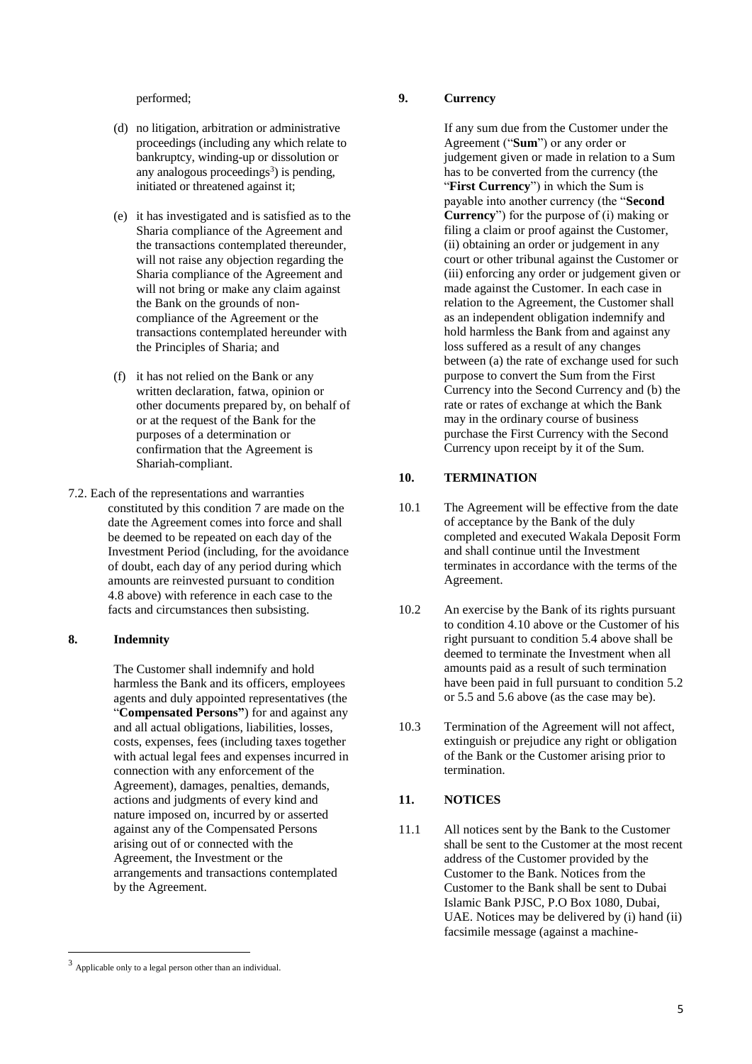performed;

(d) no litigation, arbitration or administrative proceedings (including any which relate to bankruptcy, winding-up or dissolution or any analogous proceedings[3]) is pending, initiated or threatened against it;

(e) it has investigated and is satisfied as to the Sharia compliance of the Agreement and the transactions contemplated thereunder, will not raise any objection regarding the Sharia compliance of the Agreement and will not bring or make any claim against the Bank on the grounds of non-compliance of the Agreement or the transactions contemplated hereunder with the Principles of Sharia; and

(f) it has not relied on the Bank or any written declaration, fatwa, opinion or other documents prepared by, on behalf of or at the request of the Bank for the purposes of a determination or confirmation that the Agreement is Shariah-compliant.

7.2. Each of the representations and warranties constituted by this condition 7 are made on the date the Agreement comes into force and shall be deemed to be repeated on each day of the Investment Period (including, for the avoidance of doubt, each day of any period during which amounts are reinvested pursuant to condition 4.8 above) with reference in each case to the facts and circumstances then subsisting.

## 8. Indemnity

The Customer shall indemnify and hold harmless the Bank and its officers, employees agents and duly appointed representatives (the "**Compensated Persons"**) for and against any and all actual obligations, liabilities, losses, costs, expenses, fees (including taxes together with actual legal fees and expenses incurred in connection with any enforcement of the Agreement), damages, penalties, demands, actions and judgments of every kind and nature imposed on, incurred by or asserted against any of the Compensated Persons arising out of or connected with the Agreement, the Investment or the arrangements and transactions contemplated by the Agreement.

## 9. Currency

If any sum due from the Customer under the Agreement ("**Sum**") or any order or judgement given or made in relation to a Sum has to be converted from the currency (the "**First Currency**") in which the Sum is payable into another currency (the "**Second Currency**") for the purpose of (i) making or filing a claim or proof against the Customer, (ii) obtaining an order or judgement in any court or other tribunal against the Customer or (iii) enforcing any order or judgement given or made against the Customer. In each case in relation to the Agreement, the Customer shall as an independent obligation indemnify and hold harmless the Bank from and against any loss suffered as a result of any changes between (a) the rate of exchange used for such purpose to convert the Sum from the First Currency into the Second Currency and (b) the rate or rates of exchange at which the Bank may in the ordinary course of business purchase the First Currency with the Second Currency upon receipt by it of the Sum.

## 10. TERMINATION

10.1 The Agreement will be effective from the date of acceptance by the Bank of the duly completed and executed Wakala Deposit Form and shall continue until the Investment terminates in accordance with the terms of the Agreement.

10.2 An exercise by the Bank of its rights pursuant to condition 4.10 above or the Customer of his right pursuant to condition 5.4 above shall be deemed to terminate the Investment when all amounts paid as a result of such termination have been paid in full pursuant to condition 5.2 or 5.5 and 5.6 above (as the case may be).

10.3 Termination of the Agreement will not affect, extinguish or prejudice any right or obligation of the Bank or the Customer arising prior to termination.

## 11. NOTICES

11.1 All notices sent by the Bank to the Customer shall be sent to the Customer at the most recent address of the Customer provided by the Customer to the Bank. Notices from the Customer to the Bank shall be sent to Dubai Islamic Bank PJSC, P.O Box 1080, Dubai, UAE. Notices may be delivered by (i) hand (ii) facsimile message (against a machine-

[3] Applicable only to a legal person other than an individual.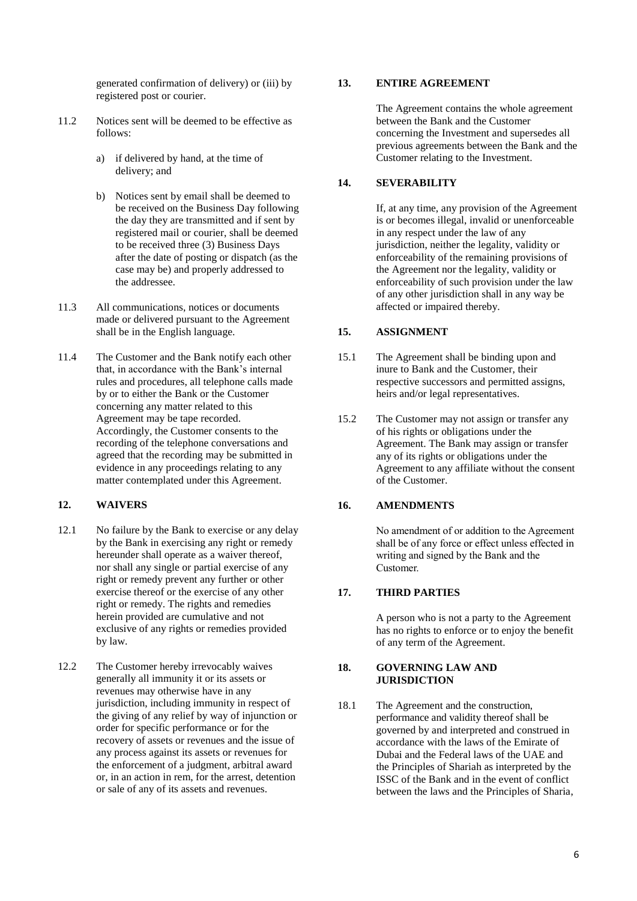generated confirmation of delivery) or (iii) by registered post or courier.

11.2 Notices sent will be deemed to be effective as follows:

a) if delivered by hand, at the time of delivery; and

b) Notices sent by email shall be deemed to be received on the Business Day following the day they are transmitted and if sent by registered mail or courier, shall be deemed to be received three (3) Business Days after the date of posting or dispatch (as the case may be) and properly addressed to the addressee.

11.3 All communications, notices or documents made or delivered pursuant to the Agreement shall be in the English language.

11.4 The Customer and the Bank notify each other that, in accordance with the Bank's internal rules and procedures, all telephone calls made by or to either the Bank or the Customer concerning any matter related to this Agreement may be tape recorded. Accordingly, the Customer consents to the recording of the telephone conversations and agreed that the recording may be submitted in evidence in any proceedings relating to any matter contemplated under this Agreement.

## 12. WAIVERS

12.1 No failure by the Bank to exercise or any delay by the Bank in exercising any right or remedy hereunder shall operate as a waiver thereof, nor shall any single or partial exercise of any right or remedy prevent any further or other exercise thereof or the exercise of any other right or remedy. The rights and remedies herein provided are cumulative and not exclusive of any rights or remedies provided by law.

12.2 The Customer hereby irrevocably waives generally all immunity it or its assets or revenues may otherwise have in any jurisdiction, including immunity in respect of the giving of any relief by way of injunction or order for specific performance or for the recovery of assets or revenues and the issue of any process against its assets or revenues for the enforcement of a judgment, arbitral award or, in an action in rem, for the arrest, detention or sale of any of its assets and revenues.

## 13. ENTIRE AGREEMENT

The Agreement contains the whole agreement between the Bank and the Customer concerning the Investment and supersedes all previous agreements between the Bank and the Customer relating to the Investment.

## 14. SEVERABILITY

If, at any time, any provision of the Agreement is or becomes illegal, invalid or unenforceable in any respect under the law of any jurisdiction, neither the legality, validity or enforceability of the remaining provisions of the Agreement nor the legality, validity or enforceability of such provision under the law of any other jurisdiction shall in any way be affected or impaired thereby.

## 15. ASSIGNMENT

15.1 The Agreement shall be binding upon and inure to Bank and the Customer, their respective successors and permitted assigns, heirs and/or legal representatives.

15.2 The Customer may not assign or transfer any of his rights or obligations under the Agreement. The Bank may assign or transfer any of its rights or obligations under the Agreement to any affiliate without the consent of the Customer.

## 16. AMENDMENTS

No amendment of or addition to the Agreement shall be of any force or effect unless effected in writing and signed by the Bank and the Customer.

## 17. THIRD PARTIES

A person who is not a party to the Agreement has no rights to enforce or to enjoy the benefit of any term of the Agreement.

## 18. GOVERNING LAW AND JURISDICTION

18.1 The Agreement and the construction, performance and validity thereof shall be governed by and interpreted and construed in accordance with the laws of the Emirate of Dubai and the Federal laws of the UAE and the Principles of Shariah as interpreted by the ISSC of the Bank and in the event of conflict between the laws and the Principles of Sharia,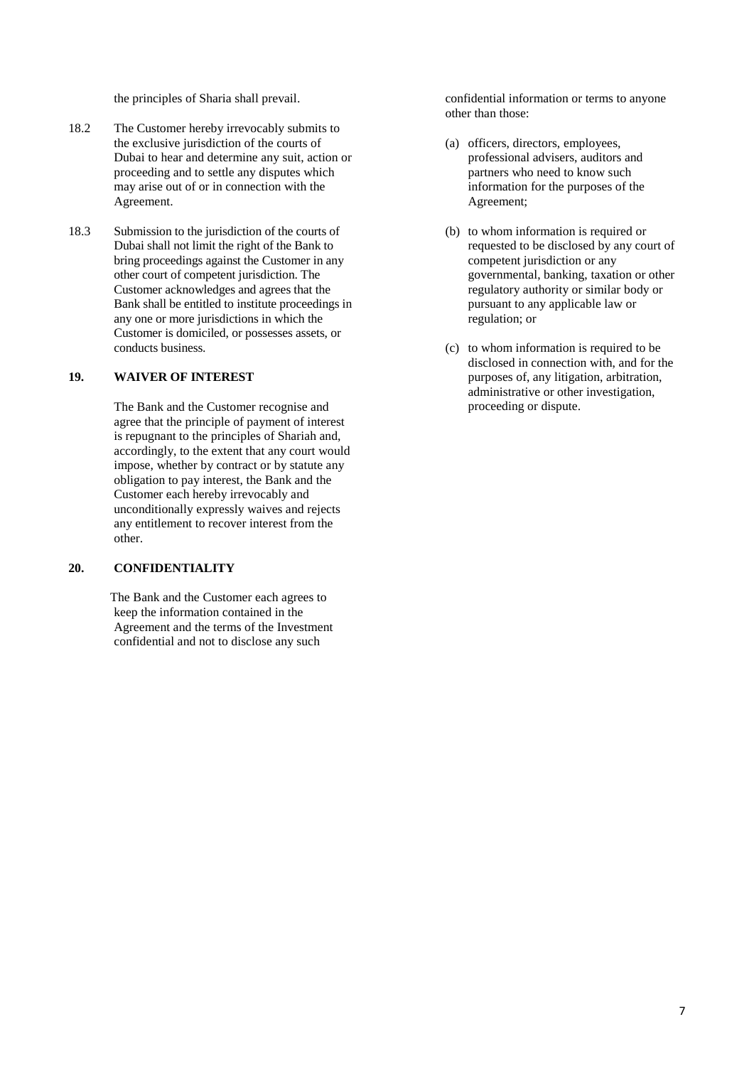the principles of Sharia shall prevail.

18.2 The Customer hereby irrevocably submits to the exclusive jurisdiction of the courts of Dubai to hear and determine any suit, action or proceeding and to settle any disputes which may arise out of or in connection with the Agreement.

18.3 Submission to the jurisdiction of the courts of Dubai shall not limit the right of the Bank to bring proceedings against the Customer in any other court of competent jurisdiction. The Customer acknowledges and agrees that the Bank shall be entitled to institute proceedings in any one or more jurisdictions in which the Customer is domiciled, or possesses assets, or conducts business.

## 19. WAIVER OF INTEREST

The Bank and the Customer recognise and agree that the principle of payment of interest is repugnant to the principles of Shariah and, accordingly, to the extent that any court would impose, whether by contract or by statute any obligation to pay interest, the Bank and the Customer each hereby irrevocably and unconditionally expressly waives and rejects any entitlement to recover interest from the other.

## 20. CONFIDENTIALITY

The Bank and the Customer each agrees to keep the information contained in the Agreement and the terms of the Investment confidential and not to disclose any such confidential information or terms to anyone other than those:

(a) officers, directors, employees, professional advisers, auditors and partners who need to know such information for the purposes of the Agreement;

(b) to whom information is required or requested to be disclosed by any court of competent jurisdiction or any governmental, banking, taxation or other regulatory authority or similar body or pursuant to any applicable law or regulation; or

(c) to whom information is required to be disclosed in connection with, and for the purposes of, any litigation, arbitration, administrative or other investigation, proceeding or dispute.